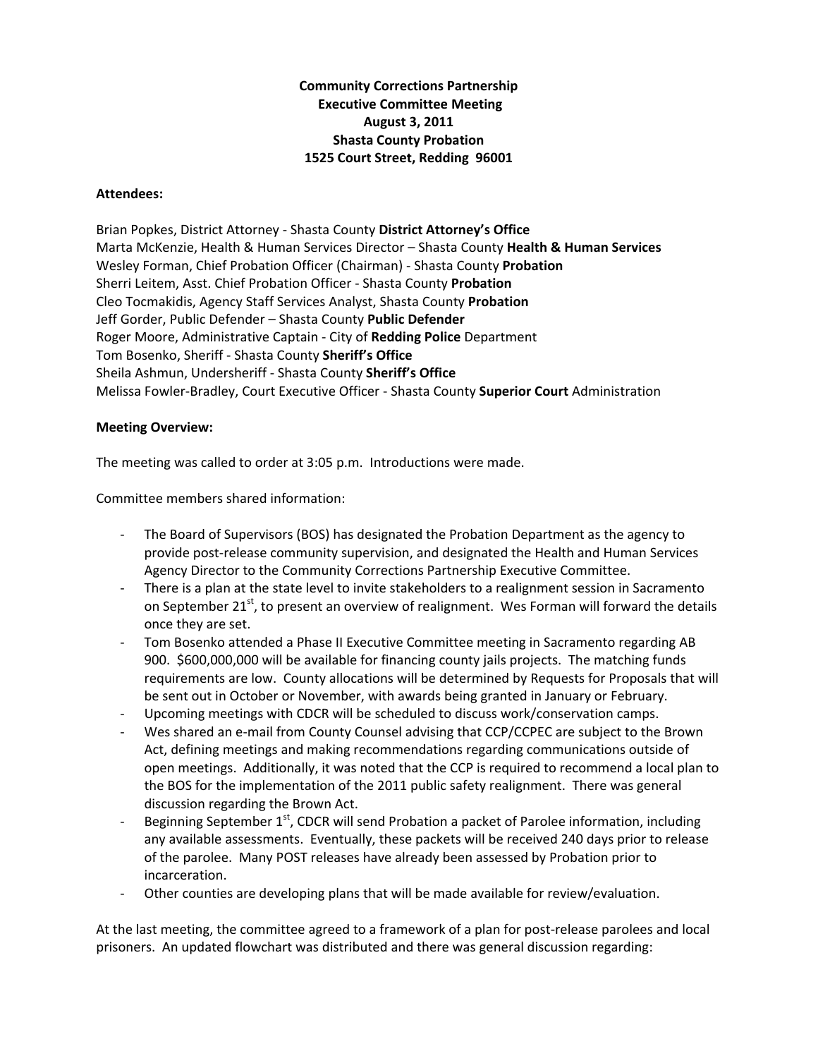**Community Corrections Partnership**
**Executive Committee Meeting**
**August 3, 2011**
**Shasta County Probation**
**1525 Court Street, Redding 96001**

**Attendees:**

Brian Popkes, District Attorney - Shasta County **District Attorney's Office**
Marta McKenzie, Health & Human Services Director – Shasta County **Health & Human Services**
Wesley Forman, Chief Probation Officer (Chairman) - Shasta County **Probation**
Sherri Leitem, Asst. Chief Probation Officer - Shasta County **Probation**
Cleo Tocmakidis, Agency Staff Services Analyst, Shasta County **Probation**
Jeff Gorder, Public Defender – Shasta County **Public Defender**
Roger Moore, Administrative Captain - City of **Redding Police** Department
Tom Bosenko, Sheriff - Shasta County **Sheriff's Office**
Sheila Ashmun, Undersheriff - Shasta County **Sheriff's Office**
Melissa Fowler-Bradley, Court Executive Officer - Shasta County **Superior Court** Administration

**Meeting Overview:**

The meeting was called to order at 3:05 p.m. Introductions were made.

Committee members shared information:

- The Board of Supervisors (BOS) has designated the Probation Department as the agency to provide post-release community supervision, and designated the Health and Human Services Agency Director to the Community Corrections Partnership Executive Committee.
- There is a plan at the state level to invite stakeholders to a realignment session in Sacramento on September 21st, to present an overview of realignment. Wes Forman will forward the details once they are set.
- Tom Bosenko attended a Phase II Executive Committee meeting in Sacramento regarding AB 900. $600,000,000 will be available for financing county jails projects. The matching funds requirements are low. County allocations will be determined by Requests for Proposals that will be sent out in October or November, with awards being granted in January or February.
- Upcoming meetings with CDCR will be scheduled to discuss work/conservation camps.
- Wes shared an e-mail from County Counsel advising that CCP/CCPEC are subject to the Brown Act, defining meetings and making recommendations regarding communications outside of open meetings. Additionally, it was noted that the CCP is required to recommend a local plan to the BOS for the implementation of the 2011 public safety realignment. There was general discussion regarding the Brown Act.
- Beginning September 1st, CDCR will send Probation a packet of Parolee information, including any available assessments. Eventually, these packets will be received 240 days prior to release of the parolee. Many POST releases have already been assessed by Probation prior to incarceration.
- Other counties are developing plans that will be made available for review/evaluation.

At the last meeting, the committee agreed to a framework of a plan for post-release parolees and local prisoners. An updated flowchart was distributed and there was general discussion regarding: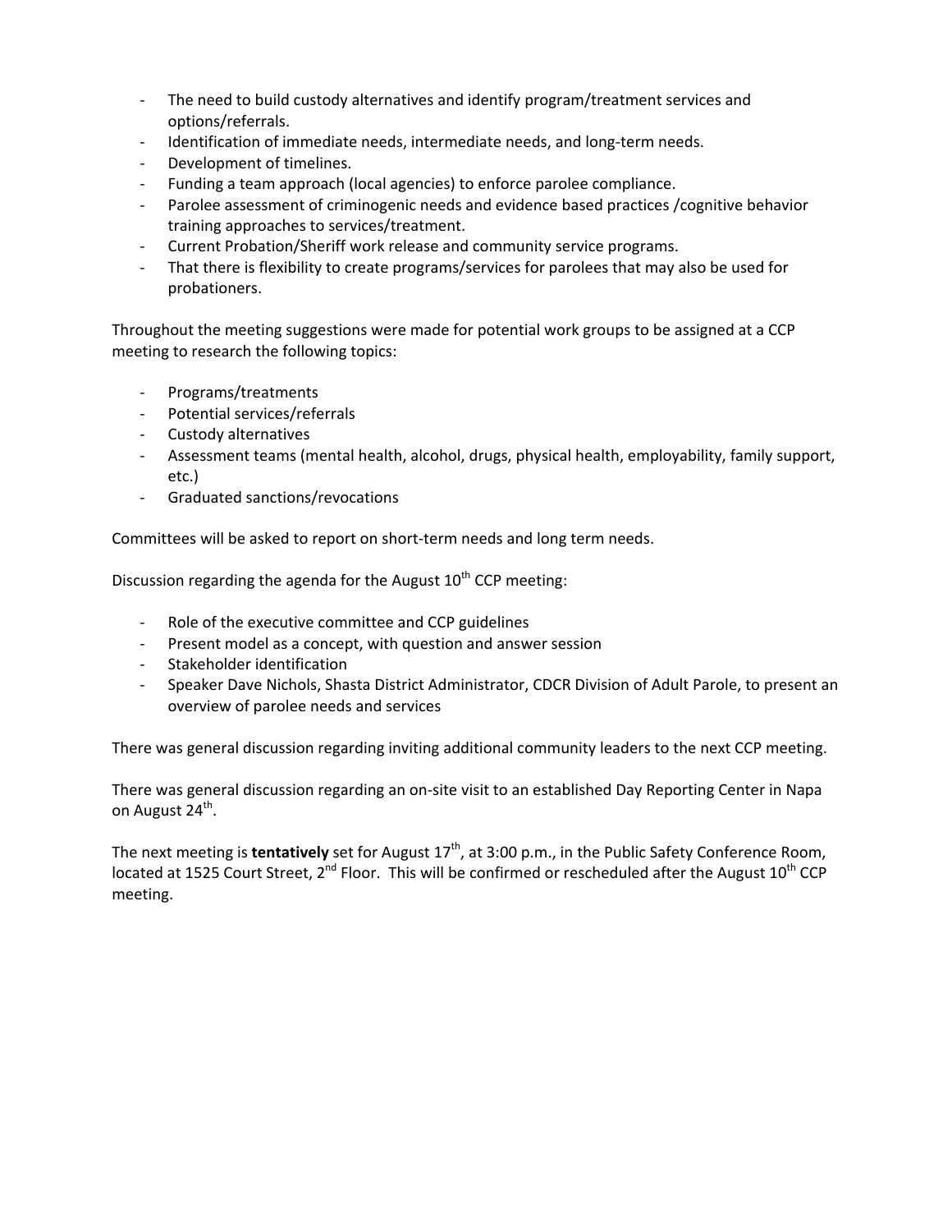- The need to build custody alternatives and identify program/treatment services and options/referrals.
- Identification of immediate needs, intermediate needs, and long-term needs.
- Development of timelines.
- Funding a team approach (local agencies) to enforce parolee compliance.
- Parolee assessment of criminogenic needs and evidence based practices /cognitive behavior training approaches to services/treatment.
- Current Probation/Sheriff work release and community service programs.
- That there is flexibility to create programs/services for parolees that may also be used for probationers.

Throughout the meeting suggestions were made for potential work groups to be assigned at a CCP meeting to research the following topics:

- Programs/treatments
- Potential services/referrals
- Custody alternatives
- Assessment teams (mental health, alcohol, drugs, physical health, employability, family support, etc.)
- Graduated sanctions/revocations

Committees will be asked to report on short-term needs and long term needs.

Discussion regarding the agenda for the August 10th CCP meeting:

- Role of the executive committee and CCP guidelines
- Present model as a concept, with question and answer session
- Stakeholder identification
- Speaker Dave Nichols, Shasta District Administrator, CDCR Division of Adult Parole, to present an overview of parolee needs and services

There was general discussion regarding inviting additional community leaders to the next CCP meeting.

There was general discussion regarding an on-site visit to an established Day Reporting Center in Napa on August 24th.

The next meeting is **tentatively** set for August 17th, at 3:00 p.m., in the Public Safety Conference Room, located at 1525 Court Street, 2nd Floor. This will be confirmed or rescheduled after the August 10th CCP meeting.